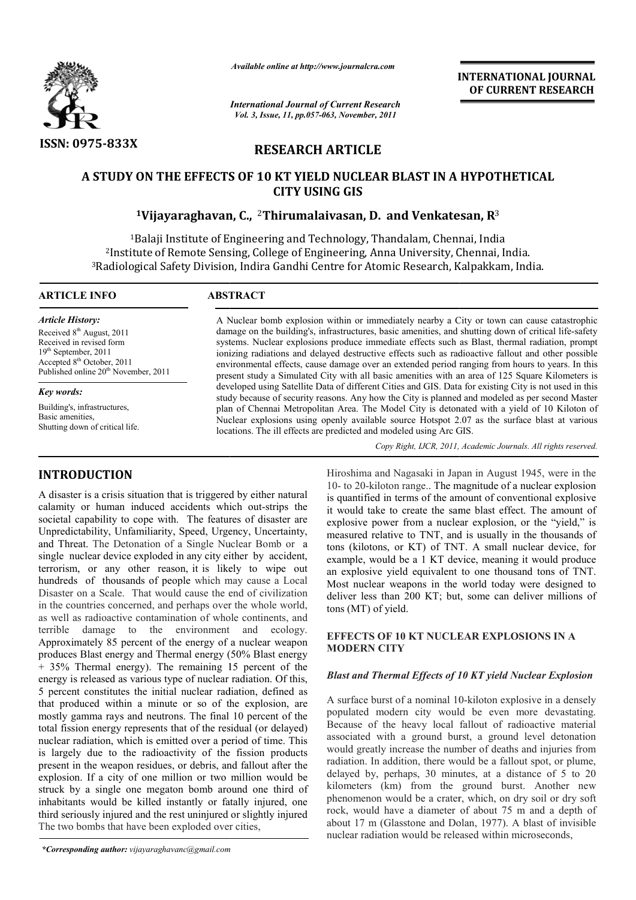**RESEARCH ARTICLE**

# A STUDY ON THE EFFECTS OF 10 KT YIELD NUCLEAR BLAST IN A HYPOTHETICAL CITY USING GIS

**[1]Vijayaraghavan, C., [2]Thirumalaivasan, D. and Venkatesan, R[3]**

[1]Balaji Institute of Engineering and Technology, Thandalam, Chennai, India
[2]Institute of Remote Sensing, College of Engineering, Anna University, Chennai, India.
[3]Radiological Safety Division, Indira Gandhi Centre for Atomic Research, Kalpakkam, India.

**ARTICLE INFO**

*Article History:*
Received 8th August, 2011
Received in revised form 19th September, 2011
Accepted 8th October, 2011
Published online 20th November, 2011

*Key words:*
Building's, infrastructures, Basic amenities, Shutting down of critical life.

**ABSTRACT**

A Nuclear bomb explosion within or immediately nearby a City or town can cause catastrophic damage on the building's, infrastructures, basic amenities, and shutting down of critical life-safety systems. Nuclear explosions produce immediate effects such as Blast, thermal radiation, prompt ionizing radiations and delayed destructive effects such as radioactive fallout and other possible environmental effects, cause damage over an extended period ranging from hours to years. In this present study a Simulated City with all basic amenities with an area of 125 Square Kilometers is developed using Satellite Data of different Cities and GIS. Data for existing City is not used in this study because of security reasons. Any how the City is planned and modeled as per second Master plan of Chennai Metropolitan Area. The Model City is detonated with a yield of 10 Kiloton of Nuclear explosions using openly available source Hotspot 2.07 as the surface blast at various locations. The ill effects are predicted and modeled using Arc GIS.

*Copy Right, IJCR, 2011, Academic Journals. All rights reserved.*

## INTRODUCTION

A disaster is a crisis situation that is triggered by either natural calamity or human induced accidents which out-strips the societal capability to cope with. The features of disaster are Unpredictability, Unfamiliarity, Speed, Urgency, Uncertainty, and Threat. The Detonation of a Single Nuclear Bomb or a single nuclear device exploded in any city either by accident, terrorism, or any other reason, it is likely to wipe out hundreds of thousands of people which may cause a Local Disaster on a Scale. That would cause the end of civilization in the countries concerned, and perhaps over the whole world, as well as radioactive contamination of whole continents, and terrible damage to the environment and ecology. Approximately 85 percent of the energy of a nuclear weapon produces Blast energy and Thermal energy (50% Blast energy + 35% Thermal energy). The remaining 15 percent of the energy is released as various type of nuclear radiation. Of this, 5 percent constitutes the initial nuclear radiation, defined as that produced within a minute or so of the explosion, are mostly gamma rays and neutrons. The final 10 percent of the total fission energy represents that of the residual (or delayed) nuclear radiation, which is emitted over a period of time. This is largely due to the radioactivity of the fission products present in the weapon residues, or debris, and fallout after the explosion. If a city of one million or two million would be struck by a single one megaton bomb around one third of inhabitants would be killed instantly or fatally injured, one third seriously injured and the rest uninjured or slightly injured The two bombs that have been exploded over cities, Hiroshima and Nagasaki in Japan in August 1945, were in the 10- to 20-kiloton range.. The magnitude of a nuclear explosion is quantified in terms of the amount of conventional explosive it would take to create the same blast effect. The amount of explosive power from a nuclear explosion, or the "yield," is measured relative to TNT, and is usually in the thousands of tons (kilotons, or KT) of TNT. A small nuclear device, for example, would be a 1 KT device, meaning it would produce an explosive yield equivalent to one thousand tons of TNT. Most nuclear weapons in the world today were designed to deliver less than 200 KT; but, some can deliver millions of tons (MT) of yield.

## EFFECTS OF 10 KT NUCLEAR EXPLOSIONS IN A MODERN CITY

### *Blast and Thermal Effects of 10 KT yield Nuclear Explosion*

A surface burst of a nominal 10-kiloton explosive in a densely populated modern city would be even more devastating. Because of the heavy local fallout of radioactive material associated with a ground burst, a ground level detonation would greatly increase the number of deaths and injuries from radiation. In addition, there would be a fallout spot, or plume, delayed by, perhaps, 30 minutes, at a distance of 5 to 20 kilometers (km) from the ground burst. Another new phenomenon would be a crater, which, on dry soil or dry soft rock, would have a diameter of about 75 m and a depth of about 17 m (Glasstone and Dolan, 1977). A blast of invisible nuclear radiation would be released within microseconds,

*\*Corresponding author:* vijayaraghavanc@gmail.com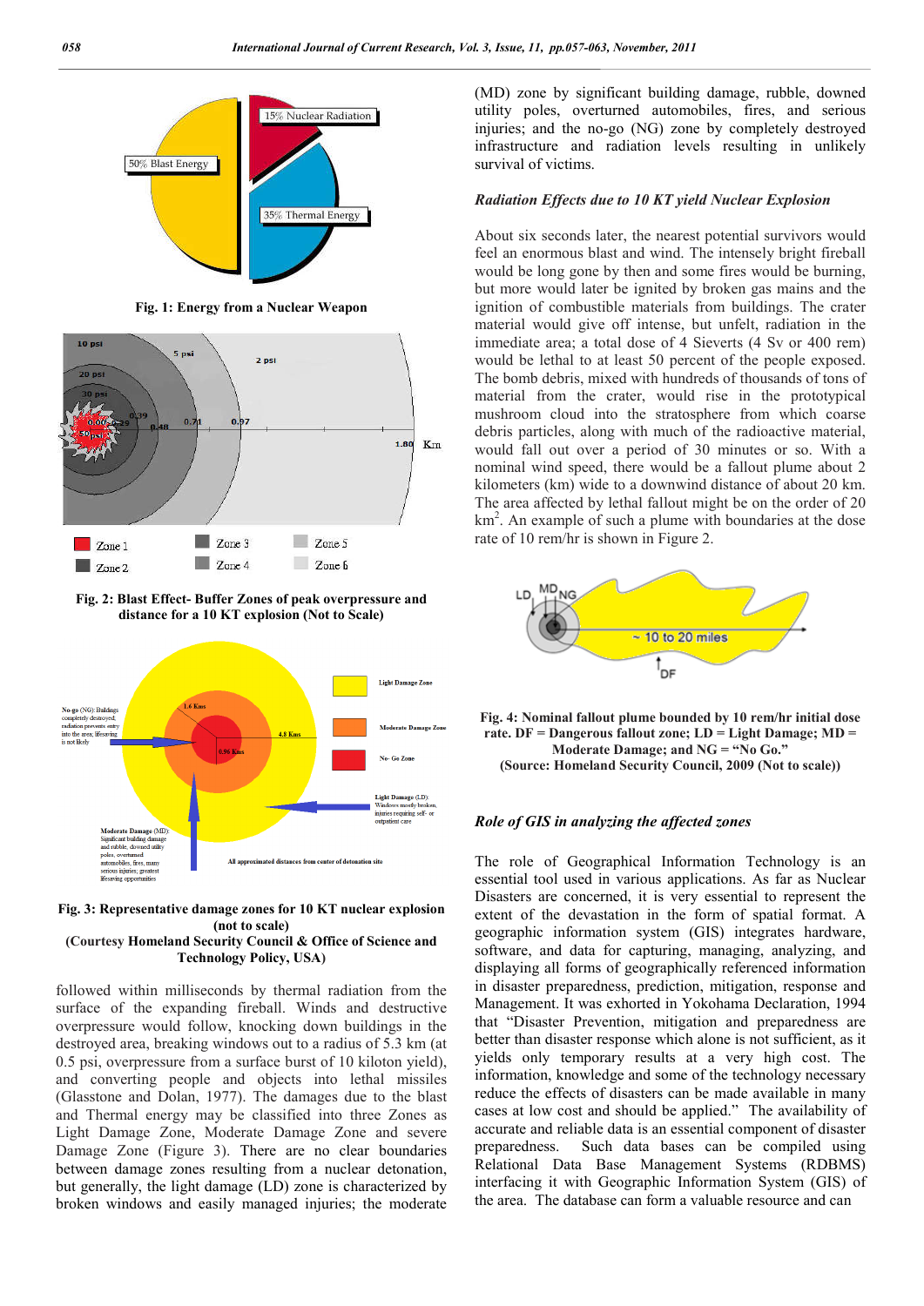Fig. 1: Energy from a Nuclear Weapon

Fig. 2: Blast Effect- Buffer Zones of peak overpressure and distance for a 10 KT explosion (Not to Scale)

Fig. 3: Representative damage zones for 10 KT nuclear explosion (not to scale)
(Courtesy Homeland Security Council & Office of Science and Technology Policy, USA)

followed within milliseconds by thermal radiation from the surface of the expanding fireball. Winds and destructive overpressure would follow, knocking down buildings in the destroyed area, breaking windows out to a radius of 5.3 km (at 0.5 psi, overpressure from a surface burst of 10 kiloton yield), and converting people and objects into lethal missiles (Glasstone and Dolan, 1977). The damages due to the blast and Thermal energy may be classified into three Zones as Light Damage Zone, Moderate Damage Zone and severe Damage Zone (Figure 3). There are no clear boundaries between damage zones resulting from a nuclear detonation, but generally, the light damage (LD) zone is characterized by broken windows and easily managed injuries; the moderate (MD) zone by significant building damage, rubble, downed utility poles, overturned automobiles, fires, and serious injuries; and the no-go (NG) zone by completely destroyed infrastructure and radiation levels resulting in unlikely survival of victims.

### *Radiation Effects due to 10 KT yield Nuclear Explosion*

About six seconds later, the nearest potential survivors would feel an enormous blast and wind. The intensely bright fireball would be long gone by then and some fires would be burning, but more would later be ignited by broken gas mains and the ignition of combustible materials from buildings. The crater material would give off intense, but unfelt, radiation in the immediate area; a total dose of 4 Sieverts (4 Sv or 400 rem) would be lethal to at least 50 percent of the people exposed. The bomb debris, mixed with hundreds of thousands of tons of material from the crater, would rise in the prototypical mushroom cloud into the stratosphere from which coarse debris particles, along with much of the radioactive material, would fall out over a period of 30 minutes or so. With a nominal wind speed, there would be a fallout plume about 2 kilometers (km) wide to a downwind distance of about 20 km. The area affected by lethal fallout might be on the order of 20 km$^2$. An example of such a plume with boundaries at the dose rate of 10 rem/hr is shown in Figure 2.

Fig. 4: Nominal fallout plume bounded by 10 rem/hr initial dose rate. DF = Dangerous fallout zone; LD = Light Damage; MD = Moderate Damage; and NG = "No Go."
(Source: Homeland Security Council, 2009 (Not to scale))

### *Role of GIS in analyzing the affected zones*

The role of Geographical Information Technology is an essential tool used in various applications. As far as Nuclear Disasters are concerned, it is very essential to represent the extent of the devastation in the form of spatial format. A geographic information system (GIS) integrates hardware, software, and data for capturing, managing, analyzing, and displaying all forms of geographically referenced information in disaster preparedness, prediction, mitigation, response and Management. It was exhorted in Yokohama Declaration, 1994 that "Disaster Prevention, mitigation and preparedness are better than disaster response which alone is not sufficient, as it yields only temporary results at a very high cost. The information, knowledge and some of the technology necessary reduce the effects of disasters can be made available in many cases at low cost and should be applied." The availability of accurate and reliable data is an essential component of disaster preparedness. Such data bases can be compiled using Relational Data Base Management Systems (RDBMS) interfacing it with Geographic Information System (GIS) of the area. The database can form a valuable resource and can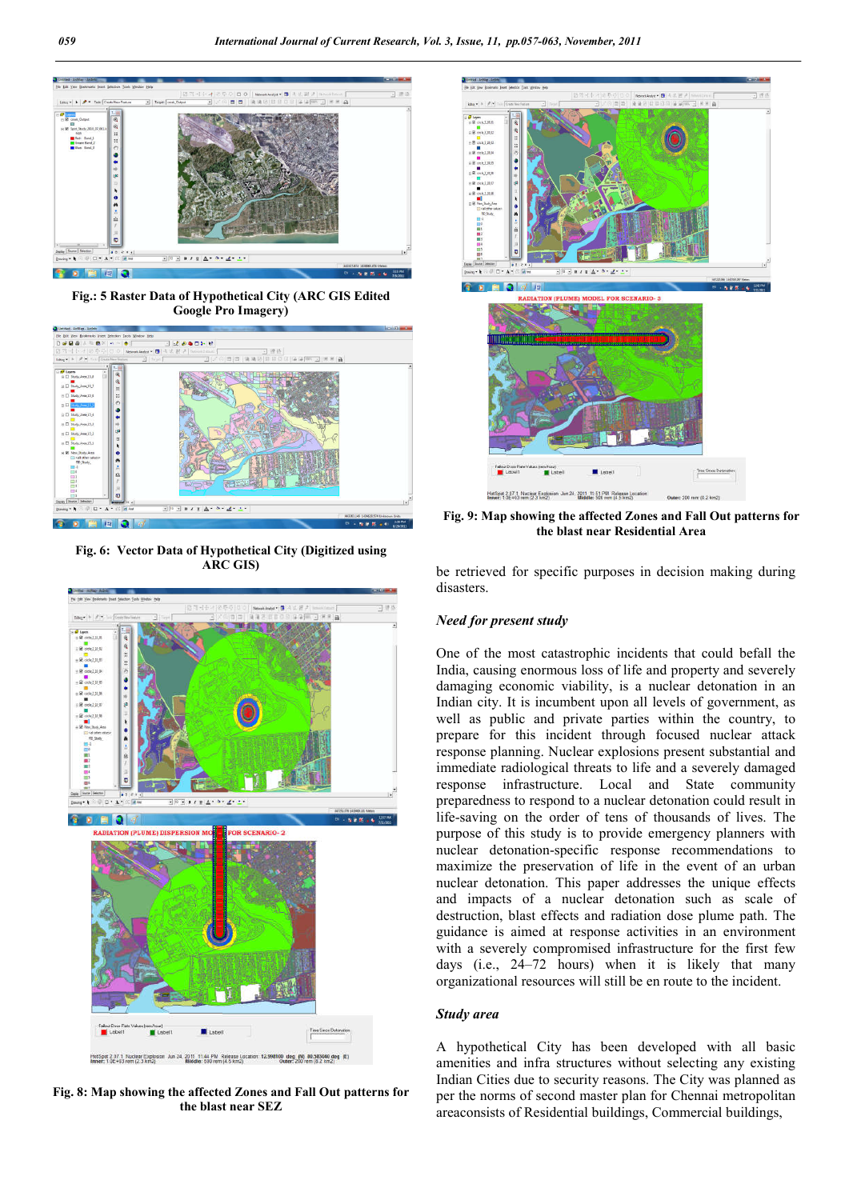Fig.: 5 Raster Data of Hypothetical City (ARC GIS Edited Google Pro Imagery)

Fig. 6: Vector Data of Hypothetical City (Digitized using ARC GIS)

Fig. 8: Map showing the affected Zones and Fall Out patterns for the blast near SEZ

Fig. 9: Map showing the affected Zones and Fall Out patterns for the blast near Residential Area

be retrieved for specific purposes in decision making during disasters.

### *Need for present study*

One of the most catastrophic incidents that could befall the India, causing enormous loss of life and property and severely damaging economic viability, is a nuclear detonation in an Indian city. It is incumbent upon all levels of government, as well as public and private parties within the country, to prepare for this incident through focused nuclear attack response planning. Nuclear explosions present substantial and immediate radiological threats to life and a severely damaged response infrastructure. Local and State community preparedness to respond to a nuclear detonation could result in life-saving on the order of tens of thousands of lives. The purpose of this study is to provide emergency planners with nuclear detonation-specific response recommendations to maximize the preservation of life in the event of an urban nuclear detonation. This paper addresses the unique effects and impacts of a nuclear detonation such as scale of destruction, blast effects and radiation dose plume path. The guidance is aimed at response activities in an environment with a severely compromised infrastructure for the first few days (i.e., 24–72 hours) when it is likely that many organizational resources will still be en route to the incident.

### *Study area*

A hypothetical City has been developed with all basic amenities and infra structures without selecting any existing Indian Cities due to security reasons. The City was planned as per the norms of second master plan for Chennai metropolitan areaconsists of Residential buildings, Commercial buildings,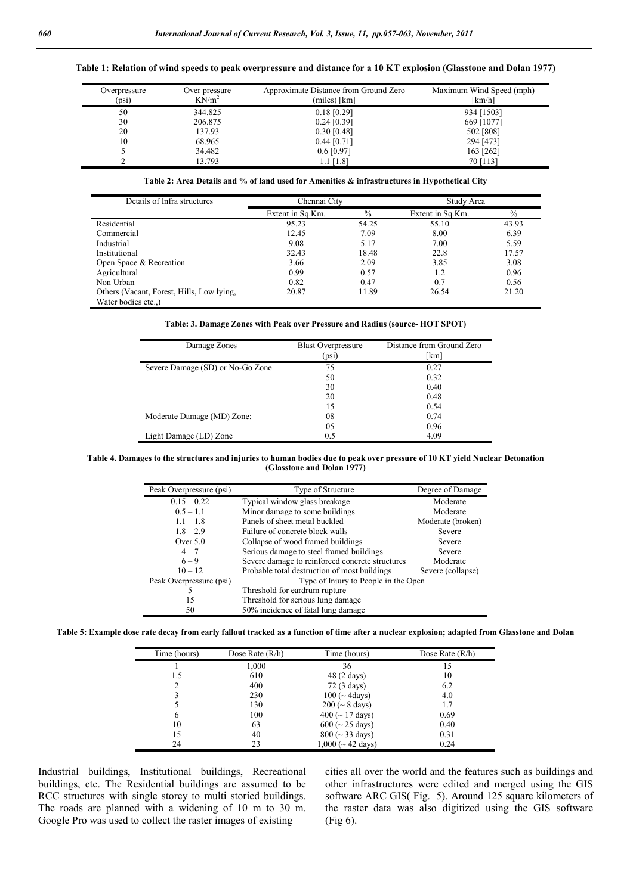**Table 1: Relation of wind speeds to peak overpressure and distance for a 10 KT explosion (Glasstone and Dolan 1977)**

| Overpressure (psi) | Over pressure $KN/m^2$ | Approximate Distance from Ground Zero (miles) [km] | Maximum Wind Speed (mph) [km/h] |
|---|---|---|---|
| 50 | 344.825 | 0.18 [0.29] | 934 [1503] |
| 30 | 206.875 | 0.24 [0.39] | 669 [1077] |
| 20 | 137.93 | 0.30 [0.48] | 502 [808] |
| 10 | 68.965 | 0.44 [0.71] | 294 [473] |
| 5 | 34.482 | 0.6 [0.97] | 163 [262] |
| 2 | 13.793 | 1.1 [1.8] | 70 [113] |

**Table 2: Area Details and % of land used for Amenities & infrastructures in Hypothetical City**

| Details of Infra structures | Chennai City | | Study Area | |
|---|---|---|---|---|
| | Extent in Sq.Km. | % | Extent in Sq.Km. | % |
| Residential | 95.23 | 54.25 | 55.10 | 43.93 |
| Commercial | 12.45 | 7.09 | 8.00 | 6.39 |
| Industrial | 9.08 | 5.17 | 7.00 | 5.59 |
| Institutional | 32.43 | 18.48 | 22.8 | 17.57 |
| Open Space & Recreation | 3.66 | 2.09 | 3.85 | 3.08 |
| Agricultural | 0.99 | 0.57 | 1.2 | 0.96 |
| Non Urban | 0.82 | 0.47 | 0.7 | 0.56 |
| Others (Vacant, Forest, Hills, Low lying, Water bodies etc.,) | 20.87 | 11.89 | 26.54 | 21.20 |

**Table: 3. Damage Zones with Peak over Pressure and Radius (source- HOT SPOT)**

| Damage Zones | Blast Overpressure (psi) | Distance from Ground Zero [km] |
|---|---|---|
| Severe Damage (SD) or No-Go Zone | 75 | 0.27 |
| | 50 | 0.32 |
| | 30 | 0.40 |
| | 20 | 0.48 |
| | 15 | 0.54 |
| Moderate Damage (MD) Zone: | 08 | 0.74 |
| | 05 | 0.96 |
| Light Damage (LD) Zone | 0.5 | 4.09 |

**Table 4. Damages to the structures and injuries to human bodies due to peak over pressure of 10 KT yield Nuclear Detonation (Glasstone and Dolan 1977)**

| Peak Overpressure (psi) | Type of Structure | Degree of Damage |
|---|---|---|
| 0.15 – 0.22 | Typical window glass breakage | Moderate |
| 0.5 – 1.1 | Minor damage to some buildings | Moderate |
| 1.1 – 1.8 | Panels of sheet metal buckled | Moderate (broken) |
| 1.8 – 2.9 | Failure of concrete block walls | Severe |
| Over 5.0 | Collapse of wood framed buildings | Severe |
| 4 – 7 | Serious damage to steel framed buildings | Severe |
| 6 – 9 | Severe damage to reinforced concrete structures | Moderate |
| 10 – 12 | Probable total destruction of most buildings | Severe (collapse) |
| Peak Overpressure (psi) | Type of Injury to People in the Open | |
| 5 | Threshold for eardrum rupture | |
| 15 | Threshold for serious lung damage | |
| 50 | 50% incidence of fatal lung damage | |

**Table 5: Example dose rate decay from early fallout tracked as a function of time after a nuclear explosion; adapted from Glasstone and Dolan**

| Time (hours) | Dose Rate (R/h) | Time (hours) | Dose Rate (R/h) |
|---|---|---|---|
| 1 | 1,000 | 36 | 15 |
| 1.5 | 610 | 48 (2 days) | 10 |
| 2 | 400 | 72 (3 days) | 6.2 |
| 3 | 230 | 100 (~ 4days) | 4.0 |
| 5 | 130 | 200 (~ 8 days) | 1.7 |
| 6 | 100 | 400 (~ 17 days) | 0.69 |
| 10 | 63 | 600 (~ 25 days) | 0.40 |
| 15 | 40 | 800 (~ 33 days) | 0.31 |
| 24 | 23 | 1,000 (~ 42 days) | 0.24 |

Industrial buildings, Institutional buildings, Recreational buildings, etc. The Residential buildings are assumed to be RCC structures with single storey to multi storied buildings. The roads are planned with a widening of 10 m to 30 m. Google Pro was used to collect the raster images of existing cities all over the world and the features such as buildings and other infrastructures were edited and merged using the GIS software ARC GIS( Fig. 5). Around 125 square kilometers of the raster data was also digitized using the GIS software (Fig 6).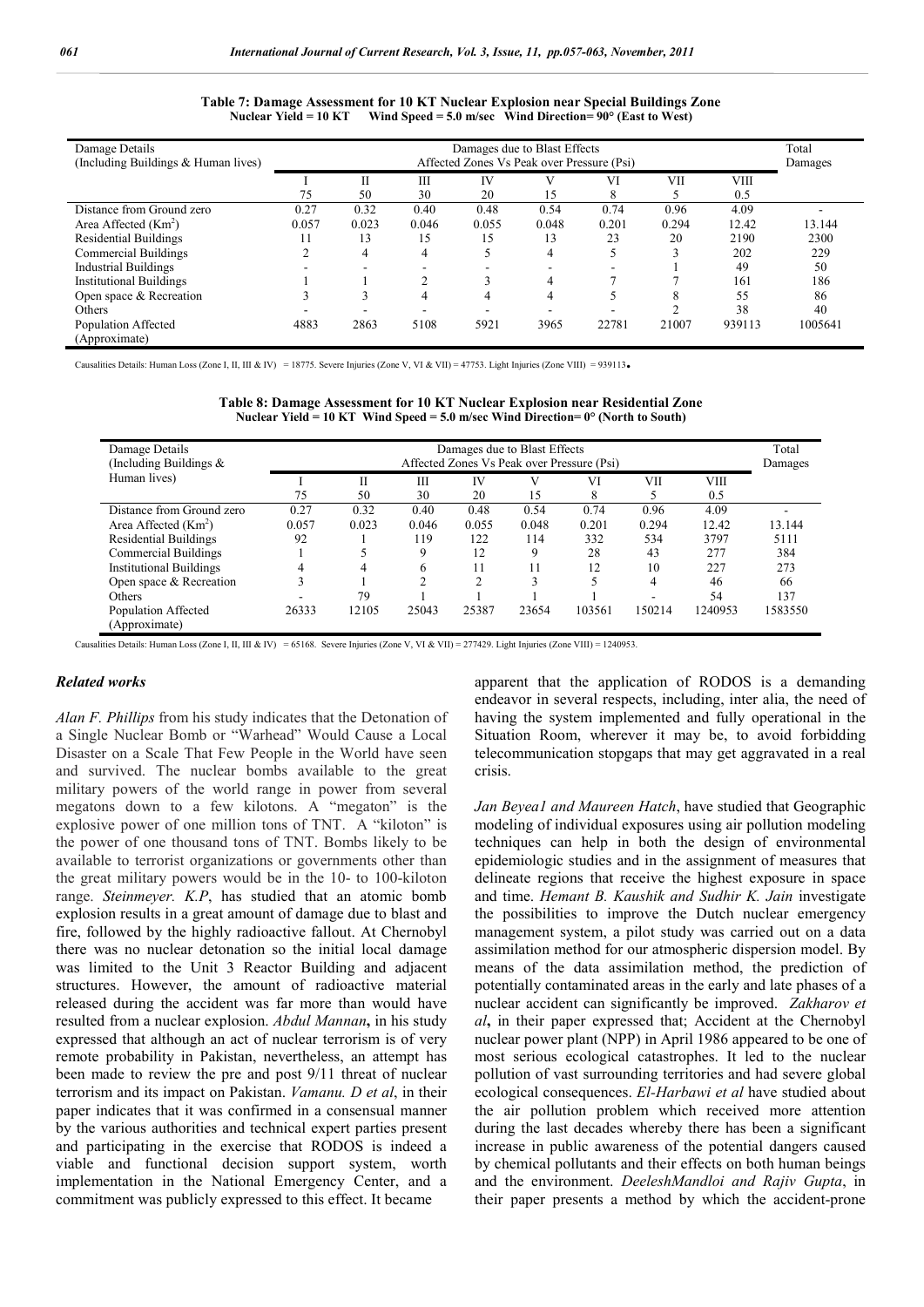**Table 7: Damage Assessment for 10 KT Nuclear Explosion near Special Buildings Zone**
**Nuclear Yield = 10 KT  Wind Speed = 5.0 m/sec  Wind Direction= 90° (East to West)**

| Damage Details (Including Buildings & Human lives) | Damages due to Blast Effects Affected Zones Vs Peak over Pressure (Psi) | | | | | | | | Total Damages |
|---|---|---|---|---|---|---|---|---|---|
| | I<br>75 | II<br>50 | III<br>30 | IV<br>20 | V<br>15 | VI<br>8 | VII<br>5 | VIII<br>0.5 | |
| Distance from Ground zero | 0.27 | 0.32 | 0.40 | 0.48 | 0.54 | 0.74 | 0.96 | 4.09 | - |
| Area Affected (Km$^2$) | 0.057 | 0.023 | 0.046 | 0.055 | 0.048 | 0.201 | 0.294 | 12.42 | 13.144 |
| Residential Buildings | 11 | 13 | 15 | 15 | 13 | 23 | 20 | 2190 | 2300 |
| Commercial Buildings | 2 | 4 | 4 | 5 | 4 | 5 | 3 | 202 | 229 |
| Industrial Buildings | - | - | - | - | - | - | 1 | 49 | 50 |
| Institutional Buildings | 1 | 1 | 2 | 3 | 4 | 7 | 7 | 161 | 186 |
| Open space & Recreation | 3 | 3 | 4 | 4 | 4 | 5 | 8 | 55 | 86 |
| Others | - | - | - | - | - | - | 2 | 38 | 40 |
| Population Affected (Approximate) | 4883 | 2863 | 5108 | 5921 | 3965 | 22781 | 21007 | 939113 | 1005641 |

Causalities Details: Human Loss (Zone I, II, III & IV) = 18775. Severe Injuries (Zone V, VI & VII) = 47753. Light Injuries (Zone VIII) = 939113.

**Table 8: Damage Assessment for 10 KT Nuclear Explosion near Residential Zone**
**Nuclear Yield = 10 KT  Wind Speed = 5.0 m/sec Wind Direction= 0° (North to South)**

| Damage Details (Including Buildings & Human lives) | Damages due to Blast Effects Affected Zones Vs Peak over Pressure (Psi) | | | | | | | | Total Damages |
|---|---|---|---|---|---|---|---|---|---|
| | I<br>75 | II<br>50 | III<br>30 | IV<br>20 | V<br>15 | VI<br>8 | VII<br>5 | VIII<br>0.5 | |
| Distance from Ground zero | 0.27 | 0.32 | 0.40 | 0.48 | 0.54 | 0.74 | 0.96 | 4.09 | - |
| Area Affected (Km$^2$) | 0.057 | 0.023 | 0.046 | 0.055 | 0.048 | 0.201 | 0.294 | 12.42 | 13.144 |
| Residential Buildings | 92 | 1 | 119 | 122 | 114 | 332 | 534 | 3797 | 5111 |
| Commercial Buildings | 1 | 5 | 9 | 12 | 9 | 28 | 43 | 277 | 384 |
| Institutional Buildings | 4 | 4 | 6 | 11 | 11 | 12 | 10 | 227 | 273 |
| Open space & Recreation | 3 | 1 | 2 | 2 | 3 | 5 | 4 | 46 | 66 |
| Others | - | 79 | 1 | 1 | 1 | 1 | - | 54 | 137 |
| Population Affected (Approximate) | 26333 | 12105 | 25043 | 25387 | 23654 | 103561 | 150214 | 1240953 | 1583550 |

Causalities Details: Human Loss (Zone I, II, III & IV) = 65168. Severe Injuries (Zone V, VI & VII) = 277429. Light Injuries (Zone VIII) = 1240953.

### Related works

*Alan F. Phillips* from his study indicates that the Detonation of a Single Nuclear Bomb or "Warhead" Would Cause a Local Disaster on a Scale That Few People in the World have seen and survived. The nuclear bombs available to the great military powers of the world range in power from several megatons down to a few kilotons. A "megaton" is the explosive power of one million tons of TNT. A "kiloton" is the power of one thousand tons of TNT. Bombs likely to be available to terrorist organizations or governments other than the great military powers would be in the 10- to 100-kiloton range. *Steinmeyer. K.P*, has studied that an atomic bomb explosion results in a great amount of damage due to blast and fire, followed by the highly radioactive fallout. At Chernobyl there was no nuclear detonation so the initial local damage was limited to the Unit 3 Reactor Building and adjacent structures. However, the amount of radioactive material released during the accident was far more than would have resulted from a nuclear explosion. *Abdul Mannan***,** in his study expressed that although an act of nuclear terrorism is of very remote probability in Pakistan, nevertheless, an attempt has been made to review the pre and post 9/11 threat of nuclear terrorism and its impact on Pakistan. *Vamanu. D et al*, in their paper indicates that it was confirmed in a consensual manner by the various authorities and technical expert parties present and participating in the exercise that RODOS is indeed a viable and functional decision support system, worth implementation in the National Emergency Center, and a commitment was publicly expressed to this effect. It became apparent that the application of RODOS is a demanding endeavor in several respects, including, inter alia, the need of having the system implemented and fully operational in the Situation Room, wherever it may be, to avoid forbidding telecommunication stopgaps that may get aggravated in a real crisis.

*Jan Beyea1 and Maureen Hatch*, have studied that Geographic modeling of individual exposures using air pollution modeling techniques can help in both the design of environmental epidemiologic studies and in the assignment of measures that delineate regions that receive the highest exposure in space and time. *Hemant B. Kaushik and Sudhir K. Jain* investigate the possibilities to improve the Dutch nuclear emergency management system, a pilot study was carried out on a data assimilation method for our atmospheric dispersion model. By means of the data assimilation method, the prediction of potentially contaminated areas in the early and late phases of a nuclear accident can significantly be improved. *Zakharov et al***,** in their paper expressed that; Accident at the Chernobyl nuclear power plant (NPP) in April 1986 appeared to be one of most serious ecological catastrophes. It led to the nuclear pollution of vast surrounding territories and had severe global ecological consequences. *El-Harbawi et al* have studied about the air pollution problem which received more attention during the last decades whereby there has been a significant increase in public awareness of the potential dangers caused by chemical pollutants and their effects on both human beings and the environment. *DeeleshMandloi and Rajiv Gupta*, in their paper presents a method by which the accident-prone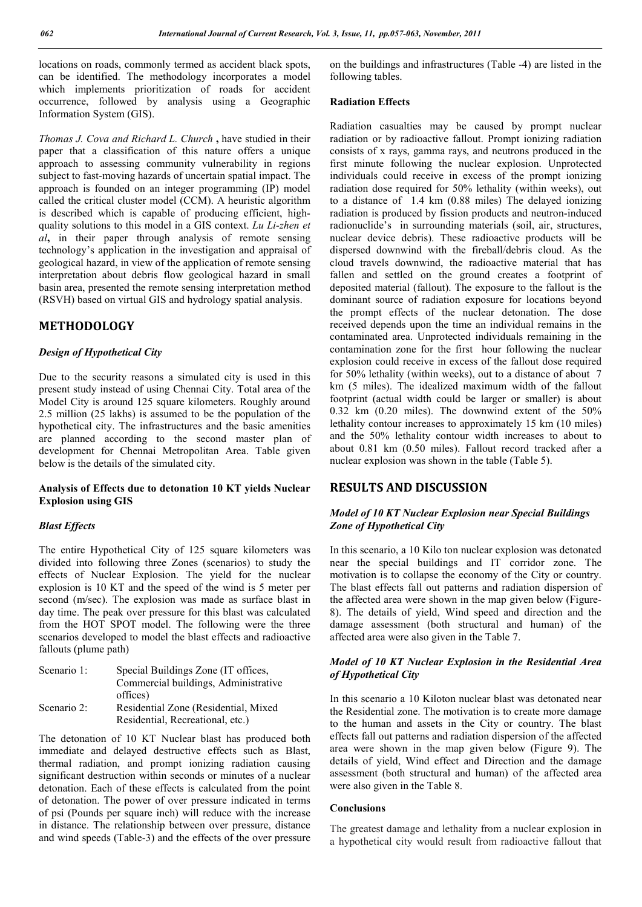locations on roads, commonly termed as accident black spots, can be identified. The methodology incorporates a model which implements prioritization of roads for accident occurrence, followed by analysis using a Geographic Information System (GIS).

*Thomas J. Cova and Richard L. Church* **,** have studied in their paper that a classification of this nature offers a unique approach to assessing community vulnerability in regions subject to fast-moving hazards of uncertain spatial impact. The approach is founded on an integer programming (IP) model called the critical cluster model (CCM). A heuristic algorithm is described which is capable of producing efficient, high-quality solutions to this model in a GIS context. *Lu Li-zhen et al***,** in their paper through analysis of remote sensing technology's application in the investigation and appraisal of geological hazard, in view of the application of remote sensing interpretation about debris flow geological hazard in small basin area, presented the remote sensing interpretation method (RSVH) based on virtual GIS and hydrology spatial analysis.

## METHODOLOGY

### *Design of Hypothetical City*

Due to the security reasons a simulated city is used in this present study instead of using Chennai City. Total area of the Model City is around 125 square kilometers. Roughly around 2.5 million (25 lakhs) is assumed to be the population of the hypothetical city. The infrastructures and the basic amenities are planned according to the second master plan of development for Chennai Metropolitan Area. Table given below is the details of the simulated city.

### Analysis of Effects due to detonation 10 KT yields Nuclear Explosion using GIS

### *Blast Effects*

The entire Hypothetical City of 125 square kilometers was divided into following three Zones (scenarios) to study the effects of Nuclear Explosion. The yield for the nuclear explosion is 10 KT and the speed of the wind is 5 meter per second (m/sec). The explosion was made as surface blast in day time. The peak over pressure for this blast was calculated from the HOT SPOT model. The following were the three scenarios developed to model the blast effects and radioactive fallouts (plume path)

| | |
|---|---|
| Scenario 1: | Special Buildings Zone (IT offices, Commercial buildings, Administrative offices) |
| Scenario 2: | Residential Zone (Residential, Mixed Residential, Recreational, etc.) |

The detonation of 10 KT Nuclear blast has produced both immediate and delayed destructive effects such as Blast, thermal radiation, and prompt ionizing radiation causing significant destruction within seconds or minutes of a nuclear detonation. Each of these effects is calculated from the point of detonation. The power of over pressure indicated in terms of psi (Pounds per square inch) will reduce with the increase in distance. The relationship between over pressure, distance and wind speeds (Table-3) and the effects of the over pressure on the buildings and infrastructures (Table -4) are listed in the following tables.

### Radiation Effects

Radiation casualties may be caused by prompt nuclear radiation or by radioactive fallout. Prompt ionizing radiation consists of x rays, gamma rays, and neutrons produced in the first minute following the nuclear explosion. Unprotected individuals could receive in excess of the prompt ionizing radiation dose required for 50% lethality (within weeks), out to a distance of 1.4 km (0.88 miles) The delayed ionizing radiation is produced by fission products and neutron-induced radionuclide's in surrounding materials (soil, air, structures, nuclear device debris). These radioactive products will be dispersed downwind with the fireball/debris cloud. As the cloud travels downwind, the radioactive material that has fallen and settled on the ground creates a footprint of deposited material (fallout). The exposure to the fallout is the dominant source of radiation exposure for locations beyond the prompt effects of the nuclear detonation. The dose received depends upon the time an individual remains in the contaminated area. Unprotected individuals remaining in the contamination zone for the first hour following the nuclear explosion could receive in excess of the fallout dose required for 50% lethality (within weeks), out to a distance of about 7 km (5 miles). The idealized maximum width of the fallout footprint (actual width could be larger or smaller) is about 0.32 km (0.20 miles). The downwind extent of the 50% lethality contour increases to approximately 15 km (10 miles) and the 50% lethality contour width increases to about to about 0.81 km (0.50 miles). Fallout record tracked after a nuclear explosion was shown in the table (Table 5).

## RESULTS AND DISCUSSION

### *Model of 10 KT Nuclear Explosion near Special Buildings Zone of Hypothetical City*

In this scenario, a 10 Kilo ton nuclear explosion was detonated near the special buildings and IT corridor zone. The motivation is to collapse the economy of the City or country. The blast effects fall out patterns and radiation dispersion of the affected area were shown in the map given below (Figure-8). The details of yield, Wind speed and direction and the damage assessment (both structural and human) of the affected area were also given in the Table 7.

### *Model of 10 KT Nuclear Explosion in the Residential Area of Hypothetical City*

In this scenario a 10 Kiloton nuclear blast was detonated near the Residential zone. The motivation is to create more damage to the human and assets in the City or country. The blast effects fall out patterns and radiation dispersion of the affected area were shown in the map given below (Figure 9). The details of yield, Wind effect and Direction and the damage assessment (both structural and human) of the affected area were also given in the Table 8.

### Conclusions

The greatest damage and lethality from a nuclear explosion in a hypothetical city would result from radioactive fallout that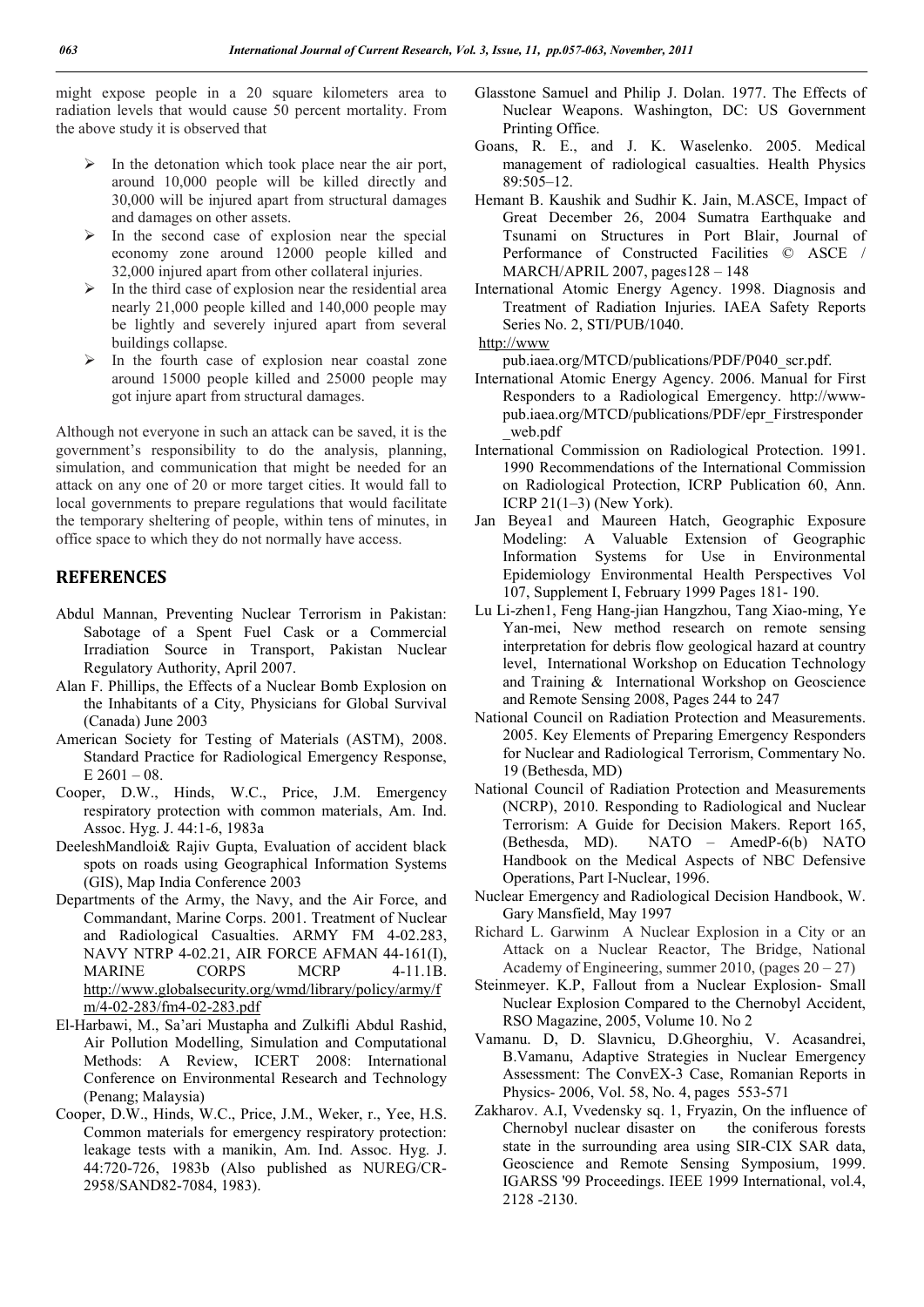might expose people in a 20 square kilometers area to radiation levels that would cause 50 percent mortality. From the above study it is observed that

- In the detonation which took place near the air port, around 10,000 people will be killed directly and 30,000 will be injured apart from structural damages and damages on other assets.
- In the second case of explosion near the special economy zone around 12000 people killed and 32,000 injured apart from other collateral injuries.
- In the third case of explosion near the residential area nearly 21,000 people killed and 140,000 people may be lightly and severely injured apart from several buildings collapse.
- In the fourth case of explosion near coastal zone around 15000 people killed and 25000 people may got injure apart from structural damages.

Although not everyone in such an attack can be saved, it is the government's responsibility to do the analysis, planning, simulation, and communication that might be needed for an attack on any one of 20 or more target cities. It would fall to local governments to prepare regulations that would facilitate the temporary sheltering of people, within tens of minutes, in office space to which they do not normally have access.

## REFERENCES

Abdul Mannan, Preventing Nuclear Terrorism in Pakistan: Sabotage of a Spent Fuel Cask or a Commercial Irradiation Source in Transport, Pakistan Nuclear Regulatory Authority, April 2007.

Alan F. Phillips, the Effects of a Nuclear Bomb Explosion on the Inhabitants of a City, Physicians for Global Survival (Canada) June 2003

American Society for Testing of Materials (ASTM), 2008. Standard Practice for Radiological Emergency Response, E 2601 – 08.

Cooper, D.W., Hinds, W.C., Price, J.M. Emergency respiratory protection with common materials, Am. Ind. Assoc. Hyg. J. 44:1-6, 1983a

DeeleshMandloi& Rajiv Gupta, Evaluation of accident black spots on roads using Geographical Information Systems (GIS), Map India Conference 2003

Departments of the Army, the Navy, and the Air Force, and Commandant, Marine Corps. 2001. Treatment of Nuclear and Radiological Casualties. ARMY FM 4-02.283, NAVY NTRP 4-02.21, AIR FORCE AFMAN 44-161(I), MARINE CORPS MCRP 4-11.1B. http://www.globalsecurity.org/wmd/library/policy/army/fm/4-02-283/fm4-02-283.pdf

El-Harbawi, M., Sa'ari Mustapha and Zulkifli Abdul Rashid, Air Pollution Modelling, Simulation and Computational Methods: A Review, ICERT 2008: International Conference on Environmental Research and Technology (Penang; Malaysia)

Cooper, D.W., Hinds, W.C., Price, J.M., Weker, r., Yee, H.S. Common materials for emergency respiratory protection: leakage tests with a manikin, Am. Ind. Assoc. Hyg. J. 44:720-726, 1983b (Also published as NUREG/CR-2958/SAND82-7084, 1983).

Glasstone Samuel and Philip J. Dolan. 1977. The Effects of Nuclear Weapons. Washington, DC: US Government Printing Office.

Goans, R. E., and J. K. Waselenko. 2005. Medical management of radiological casualties. Health Physics 89:505–12.

Hemant B. Kaushik and Sudhir K. Jain, M.ASCE, Impact of Great December 26, 2004 Sumatra Earthquake and Tsunami on Structures in Port Blair, Journal of Performance of Constructed Facilities © ASCE / MARCH/APRIL 2007, pages128 – 148

International Atomic Energy Agency. 1998. Diagnosis and Treatment of Radiation Injuries. IAEA Safety Reports Series No. 2, STI/PUB/1040. http://www pub.iaea.org/MTCD/publications/PDF/P040_scr.pdf.

International Atomic Energy Agency. 2006. Manual for First Responders to a Radiological Emergency. http://www-pub.iaea.org/MTCD/publications/PDF/epr_Firstresponder_web.pdf

International Commission on Radiological Protection. 1991. 1990 Recommendations of the International Commission on Radiological Protection, ICRP Publication 60, Ann. ICRP 21(1–3) (New York).

Jan Beyea1 and Maureen Hatch, Geographic Exposure Modeling: A Valuable Extension of Geographic Information Systems for Use in Environmental Epidemiology Environmental Health Perspectives Vol 107, Supplement I, February 1999 Pages 181- 190.

Lu Li-zhen1, Feng Hang-jian Hangzhou, Tang Xiao-ming, Ye Yan-mei, New method research on remote sensing interpretation for debris flow geological hazard at country level, International Workshop on Education Technology and Training & International Workshop on Geoscience and Remote Sensing 2008, Pages 244 to 247

National Council on Radiation Protection and Measurements. 2005. Key Elements of Preparing Emergency Responders for Nuclear and Radiological Terrorism, Commentary No. 19 (Bethesda, MD)

National Council of Radiation Protection and Measurements (NCRP), 2010. Responding to Radiological and Nuclear Terrorism: A Guide for Decision Makers. Report 165, (Bethesda, MD). NATO – AmedP-6(b) NATO Handbook on the Medical Aspects of NBC Defensive Operations, Part I-Nuclear, 1996.

Nuclear Emergency and Radiological Decision Handbook, W. Gary Mansfield, May 1997

Richard L. Garwinm A Nuclear Explosion in a City or an Attack on a Nuclear Reactor, The Bridge, National Academy of Engineering, summer 2010, (pages 20 – 27)

Steinmeyer. K.P, Fallout from a Nuclear Explosion- Small Nuclear Explosion Compared to the Chernobyl Accident, RSO Magazine, 2005, Volume 10. No 2

Vamanu. D, D. Slavnicu, D.Gheorghiu, V. Acasandrei, B.Vamanu, Adaptive Strategies in Nuclear Emergency Assessment: The ConvEX-3 Case, Romanian Reports in Physics- 2006, Vol. 58, No. 4, pages 553-571

Zakharov. A.I, Vvedensky sq. 1, Fryazin, On the influence of Chernobyl nuclear disaster on the coniferous forests state in the surrounding area using SIR-CIX SAR data, Geoscience and Remote Sensing Symposium, 1999. IGARSS '99 Proceedings. IEEE 1999 International, vol.4, 2128 -2130.